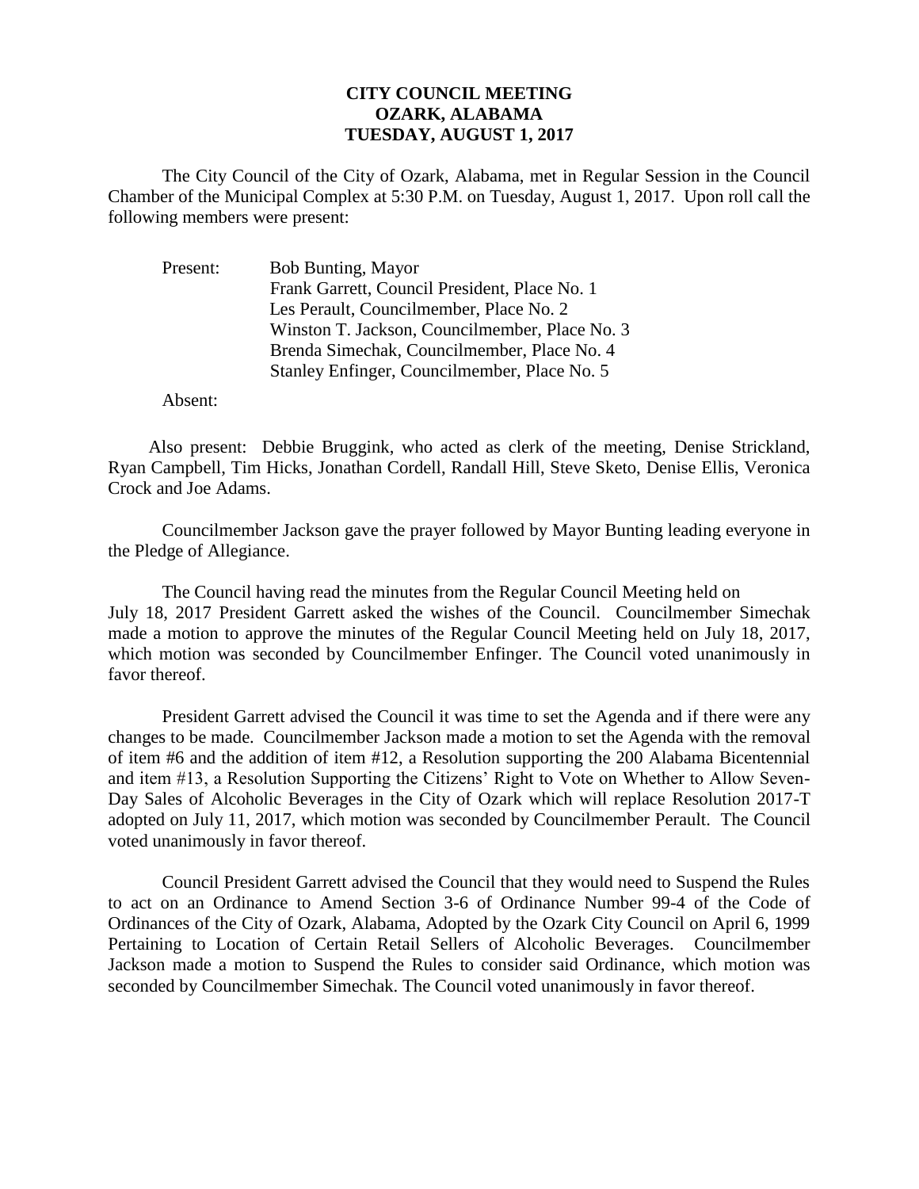# CITY COUNCIL MEETING
# OZARK, ALABAMA
# TUESDAY, AUGUST 1, 2017

The City Council of the City of Ozark, Alabama, met in Regular Session in the Council Chamber of the Municipal Complex at 5:30 P.M. on Tuesday, August 1, 2017. Upon roll call the following members were present:

Present: Bob Bunting, Mayor
Frank Garrett, Council President, Place No. 1
Les Perault, Councilmember, Place No. 2
Winston T. Jackson, Councilmember, Place No. 3
Brenda Simechak, Councilmember, Place No. 4
Stanley Enfinger, Councilmember, Place No. 5

Absent:

Also present: Debbie Bruggink, who acted as clerk of the meeting, Denise Strickland, Ryan Campbell, Tim Hicks, Jonathan Cordell, Randall Hill, Steve Sketo, Denise Ellis, Veronica Crock and Joe Adams.

Councilmember Jackson gave the prayer followed by Mayor Bunting leading everyone in the Pledge of Allegiance.

The Council having read the minutes from the Regular Council Meeting held on July 18, 2017 President Garrett asked the wishes of the Council. Councilmember Simechak made a motion to approve the minutes of the Regular Council Meeting held on July 18, 2017, which motion was seconded by Councilmember Enfinger. The Council voted unanimously in favor thereof.

President Garrett advised the Council it was time to set the Agenda and if there were any changes to be made. Councilmember Jackson made a motion to set the Agenda with the removal of item #6 and the addition of item #12, a Resolution supporting the 200 Alabama Bicentennial and item #13, a Resolution Supporting the Citizens' Right to Vote on Whether to Allow Seven-Day Sales of Alcoholic Beverages in the City of Ozark which will replace Resolution 2017-T adopted on July 11, 2017, which motion was seconded by Councilmember Perault. The Council voted unanimously in favor thereof.

Council President Garrett advised the Council that they would need to Suspend the Rules to act on an Ordinance to Amend Section 3-6 of Ordinance Number 99-4 of the Code of Ordinances of the City of Ozark, Alabama, Adopted by the Ozark City Council on April 6, 1999 Pertaining to Location of Certain Retail Sellers of Alcoholic Beverages. Councilmember Jackson made a motion to Suspend the Rules to consider said Ordinance, which motion was seconded by Councilmember Simechak. The Council voted unanimously in favor thereof.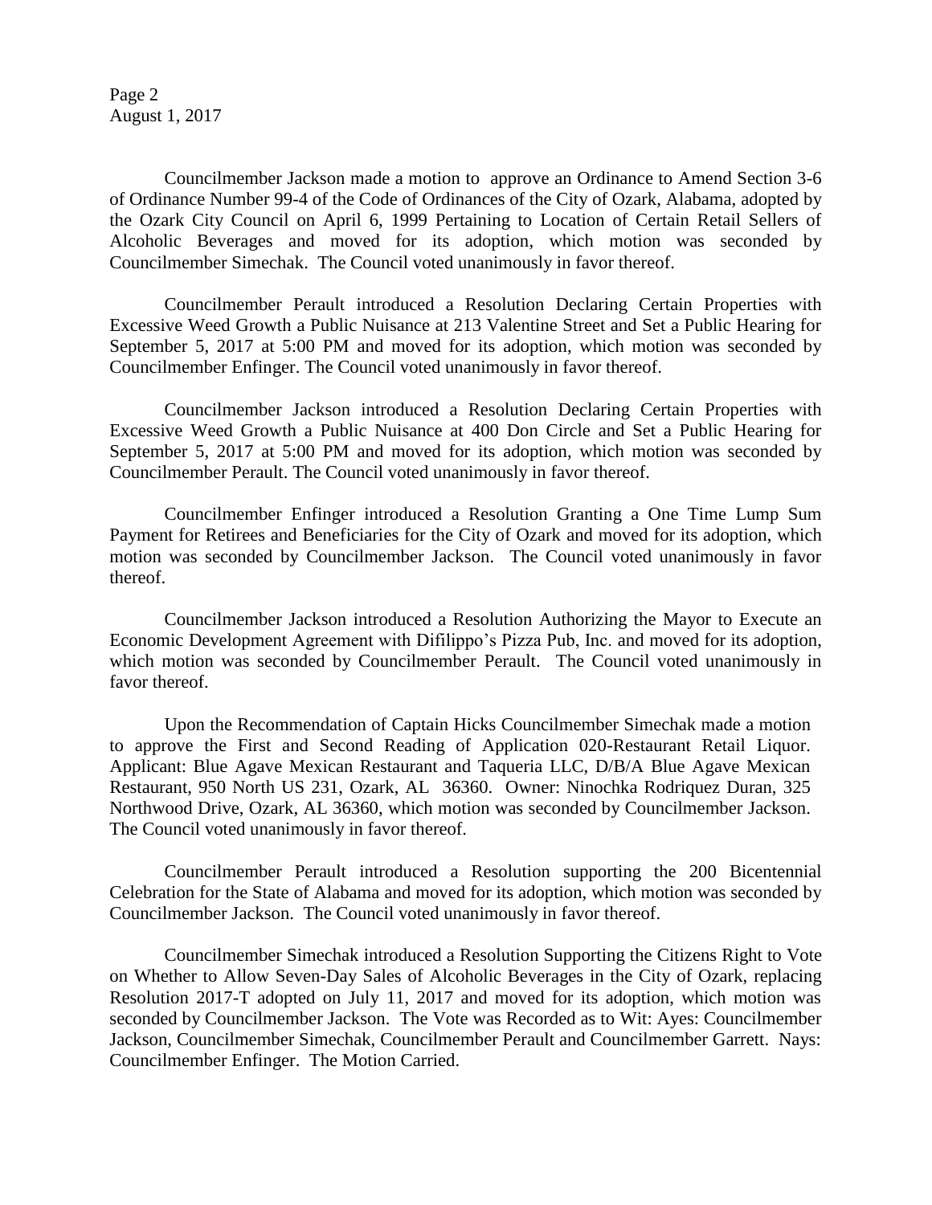Councilmember Jackson made a motion to approve an Ordinance to Amend Section 3-6 of Ordinance Number 99-4 of the Code of Ordinances of the City of Ozark, Alabama, adopted by the Ozark City Council on April 6, 1999 Pertaining to Location of Certain Retail Sellers of Alcoholic Beverages and moved for its adoption, which motion was seconded by Councilmember Simechak. The Council voted unanimously in favor thereof.

Councilmember Perault introduced a Resolution Declaring Certain Properties with Excessive Weed Growth a Public Nuisance at 213 Valentine Street and Set a Public Hearing for September 5, 2017 at 5:00 PM and moved for its adoption, which motion was seconded by Councilmember Enfinger. The Council voted unanimously in favor thereof.

Councilmember Jackson introduced a Resolution Declaring Certain Properties with Excessive Weed Growth a Public Nuisance at 400 Don Circle and Set a Public Hearing for September 5, 2017 at 5:00 PM and moved for its adoption, which motion was seconded by Councilmember Perault. The Council voted unanimously in favor thereof.

Councilmember Enfinger introduced a Resolution Granting a One Time Lump Sum Payment for Retirees and Beneficiaries for the City of Ozark and moved for its adoption, which motion was seconded by Councilmember Jackson. The Council voted unanimously in favor thereof.

Councilmember Jackson introduced a Resolution Authorizing the Mayor to Execute an Economic Development Agreement with Difilippo's Pizza Pub, Inc. and moved for its adoption, which motion was seconded by Councilmember Perault. The Council voted unanimously in favor thereof.

Upon the Recommendation of Captain Hicks Councilmember Simechak made a motion to approve the First and Second Reading of Application 020-Restaurant Retail Liquor. Applicant: Blue Agave Mexican Restaurant and Taqueria LLC, D/B/A Blue Agave Mexican Restaurant, 950 North US 231, Ozark, AL 36360. Owner: Ninochka Rodriquez Duran, 325 Northwood Drive, Ozark, AL 36360, which motion was seconded by Councilmember Jackson. The Council voted unanimously in favor thereof.

Councilmember Perault introduced a Resolution supporting the 200 Bicentennial Celebration for the State of Alabama and moved for its adoption, which motion was seconded by Councilmember Jackson. The Council voted unanimously in favor thereof.

Councilmember Simechak introduced a Resolution Supporting the Citizens Right to Vote on Whether to Allow Seven-Day Sales of Alcoholic Beverages in the City of Ozark, replacing Resolution 2017-T adopted on July 11, 2017 and moved for its adoption, which motion was seconded by Councilmember Jackson. The Vote was Recorded as to Wit: Ayes: Councilmember Jackson, Councilmember Simechak, Councilmember Perault and Councilmember Garrett. Nays: Councilmember Enfinger. The Motion Carried.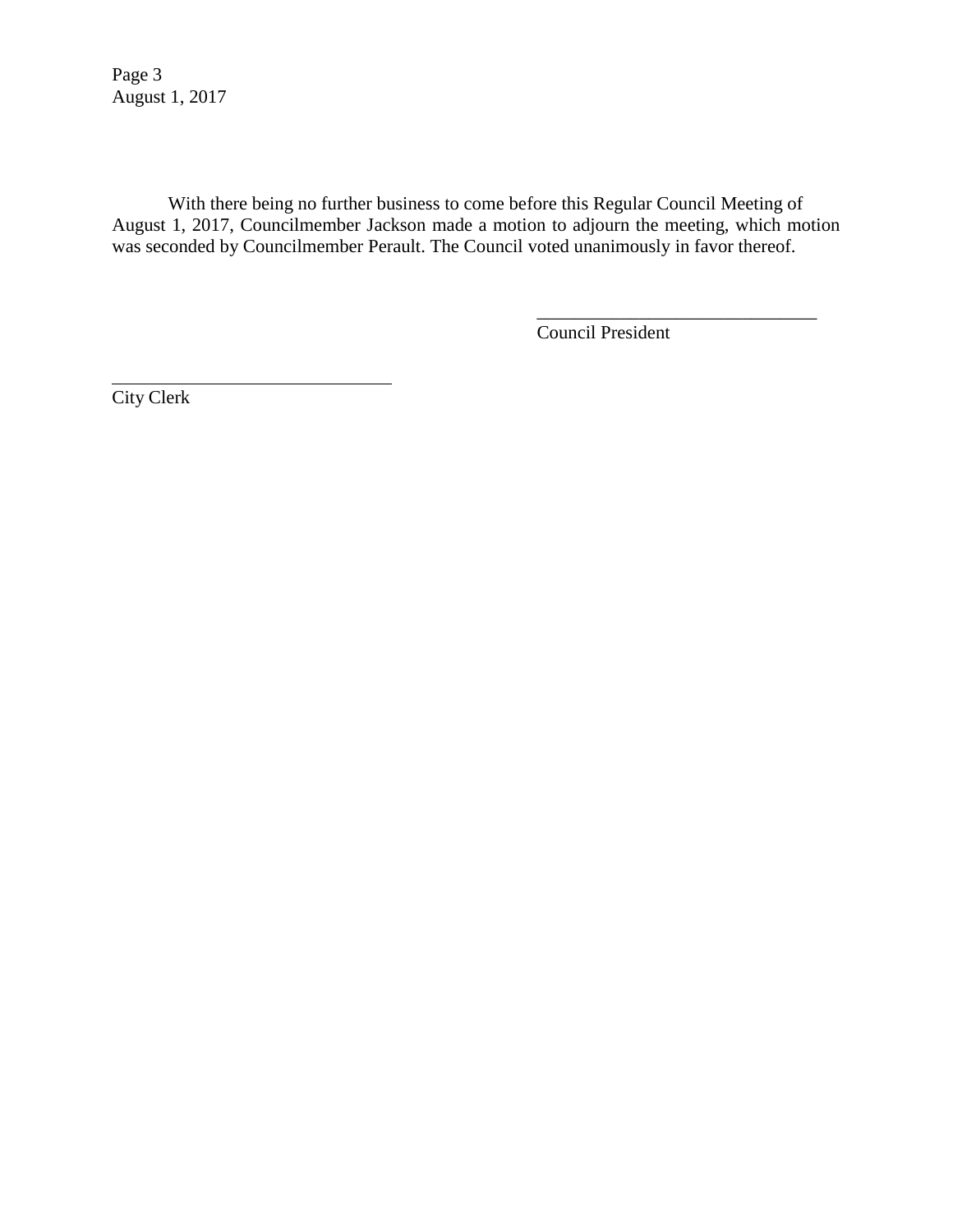With there being no further business to come before this Regular Council Meeting of August 1, 2017, Councilmember Jackson made a motion to adjourn the meeting, which motion was seconded by Councilmember Perault. The Council voted unanimously in favor thereof.

_______________________________
Council President

_______________________________
City Clerk